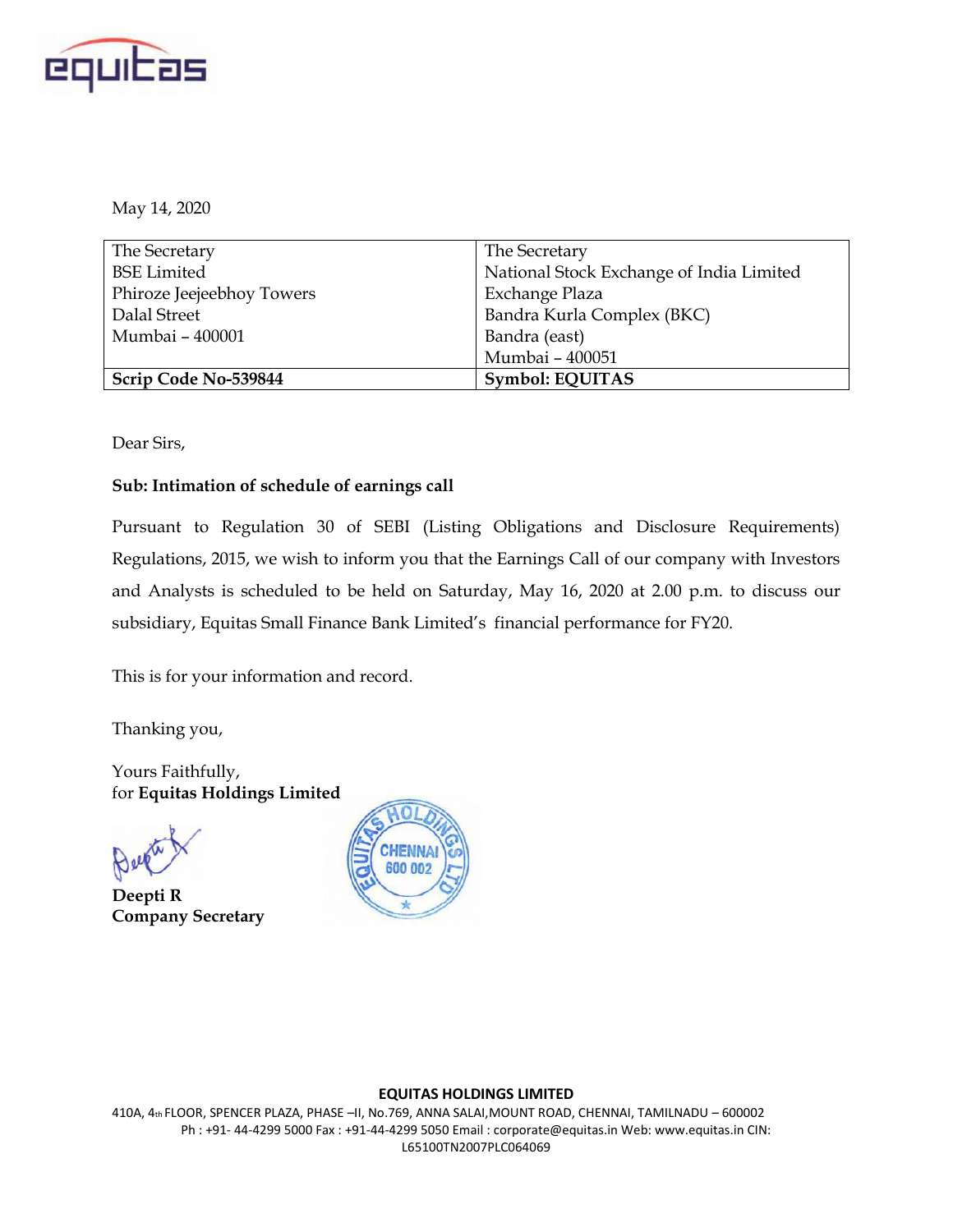May 14, 2020

| The Secretary<br>BSE Limited<br>Phiroze Jeejeebhoy Towers<br>Dalal Street<br>Mumbai – 400001 | The Secretary<br>National Stock Exchange of India Limited<br>Exchange Plaza<br>Bandra Kurla Complex (BKC)<br>Bandra (east)<br>Mumbai – 400051 |
|---|---|
| **Scrip Code No-539844** | **Symbol: EQUITAS** |

Dear Sirs,

**Sub: Intimation of schedule of earnings call**

Pursuant to Regulation 30 of SEBI (Listing Obligations and Disclosure Requirements) Regulations, 2015, we wish to inform you that the Earnings Call of our company with Investors and Analysts is scheduled to be held on Saturday, May 16, 2020 at 2.00 p.m. to discuss our subsidiary, Equitas Small Finance Bank Limited's financial performance for FY20.

This is for your information and record.

Thanking you,

Yours Faithfully,
for **Equitas Holdings Limited**

**Deepti R**
**Company Secretary**

**EQUITAS HOLDINGS LIMITED**
410A, 4th FLOOR, SPENCER PLAZA, PHASE –II, No.769, ANNA SALAI, MOUNT ROAD, CHENNAI, TAMILNADU – 600002
Ph : +91- 44-4299 5000 Fax : +91-44-4299 5050 Email : corporate@equitas.in Web: www.equitas.in CIN: L65100TN2007PLC064069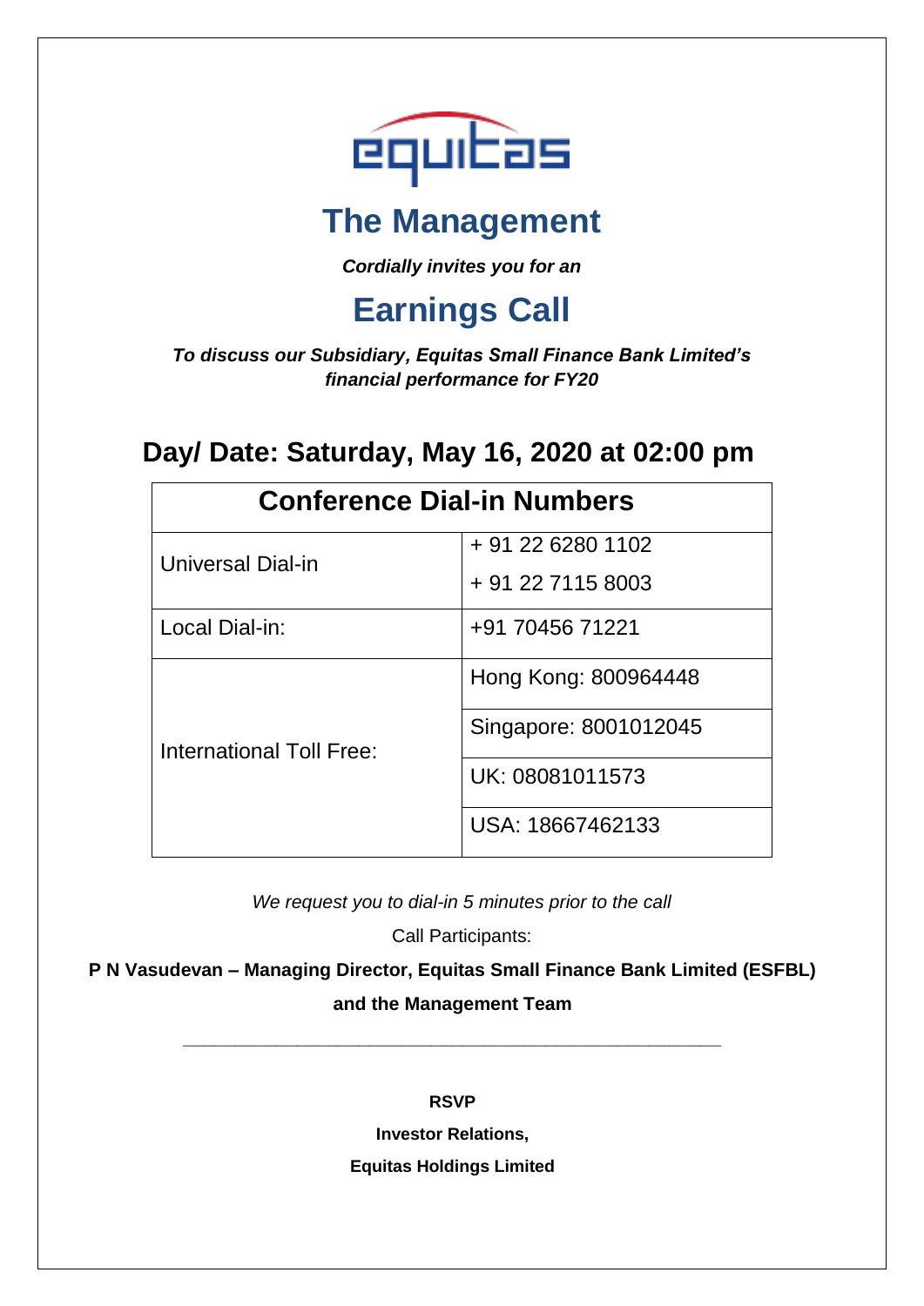equitas

# The Management

***Cordially invites you for an***

# Earnings Call

***To discuss our Subsidiary, Equitas Small Finance Bank Limited's financial performance for FY20***

## Day/ Date: Saturday, May 16, 2020 at 02:00 pm

| Conference Dial-in Numbers | |
|---|---|
| Universal Dial-in | + 91 22 6280 1102<br>+ 91 22 7115 8003 |
| Local Dial-in: | +91 70456 71221 |
| International Toll Free: | Hong Kong: 800964448 |
| | Singapore: 8001012045 |
| | UK: 08081011573 |
| | USA: 18667462133 |

*We request you to dial-in 5 minutes prior to the call*

Call Participants:

**P N Vasudevan – Managing Director, Equitas Small Finance Bank Limited (ESFBL)**

**and the Management Team**

---

**RSVP**

**Investor Relations,**

**Equitas Holdings Limited**